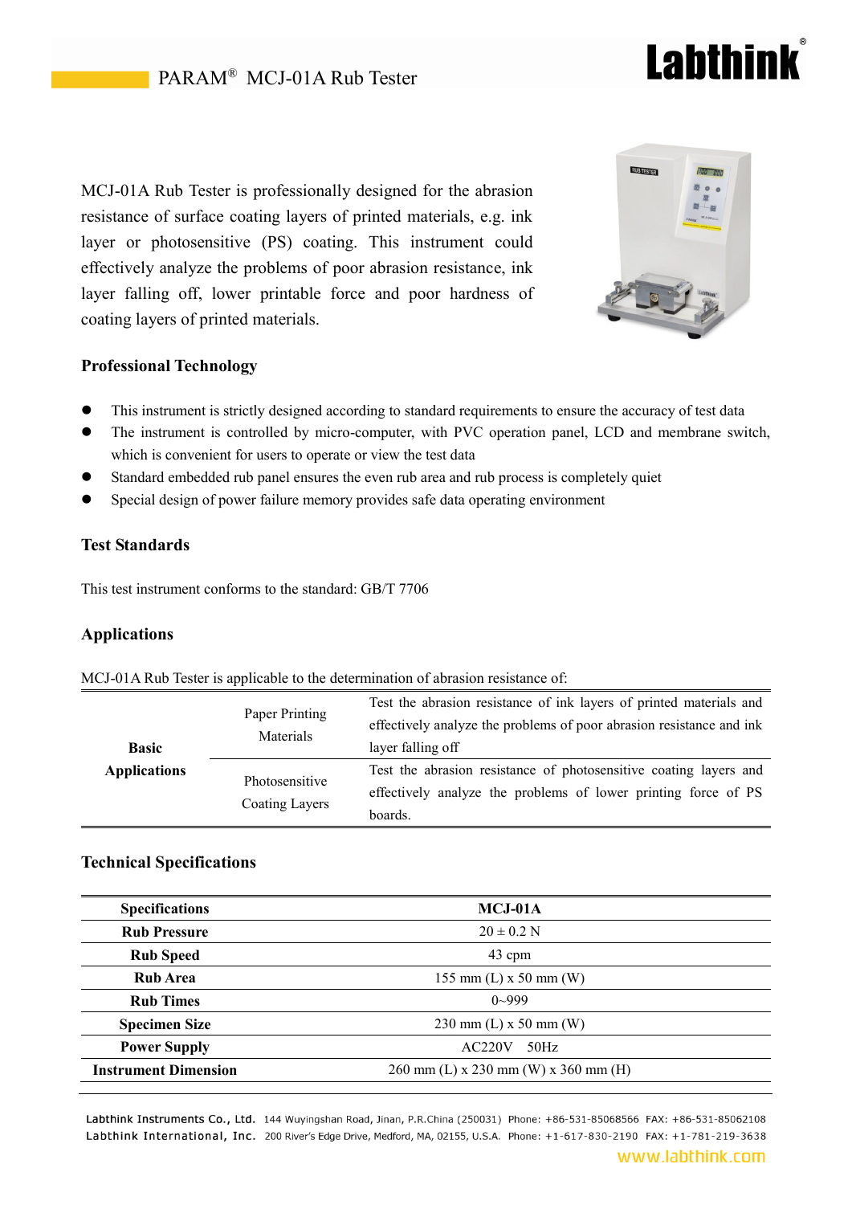# PARAM® MCJ-01A Rub Tester

MCJ-01A Rub Tester is professionally designed for the abrasion resistance of surface coating layers of printed materials, e.g. ink layer or photosensitive (PS) coating. This instrument could effectively analyze the problems of poor abrasion resistance, ink layer falling off, lower printable force and poor hardness of coating layers of printed materials.

## Professional Technology

- This instrument is strictly designed according to standard requirements to ensure the accuracy of test data
- The instrument is controlled by micro-computer, with PVC operation panel, LCD and membrane switch, which is convenient for users to operate or view the test data
- Standard embedded rub panel ensures the even rub area and rub process is completely quiet
- Special design of power failure memory provides safe data operating environment

## Test Standards

This test instrument conforms to the standard: GB/T 7706

## Applications

MCJ-01A Rub Tester is applicable to the determination of abrasion resistance of:

| | | |
|---|---|---|
| **Basic Applications** | Paper Printing Materials | Test the abrasion resistance of ink layers of printed materials and effectively analyze the problems of poor abrasion resistance and ink layer falling off |
| | Photosensitive Coating Layers | Test the abrasion resistance of photosensitive coating layers and effectively analyze the problems of lower printing force of PS boards. |

## Technical Specifications

| **Specifications** | **MCJ-01A** |
|---|---|
| **Rub Pressure** | 20 ± 0.2 N |
| **Rub Speed** | 43 cpm |
| **Rub Area** | 155 mm (L) x 50 mm (W) |
| **Rub Times** | 0~999 |
| **Specimen Size** | 230 mm (L) x 50 mm (W) |
| **Power Supply** | AC220V 50Hz |
| **Instrument Dimension** | 260 mm (L) x 230 mm (W) x 360 mm (H) |

Labthink Instruments Co., Ltd. 144 Wuyingshan Road, Jinan, P.R.China (250031) Phone: +86-531-85068566 FAX: +86-531-85062108
Labthink International, Inc. 200 River's Edge Drive, Medford, MA, 02155, U.S.A. Phone: +1-617-830-2190 FAX: +1-781-219-3638
www.labthink.com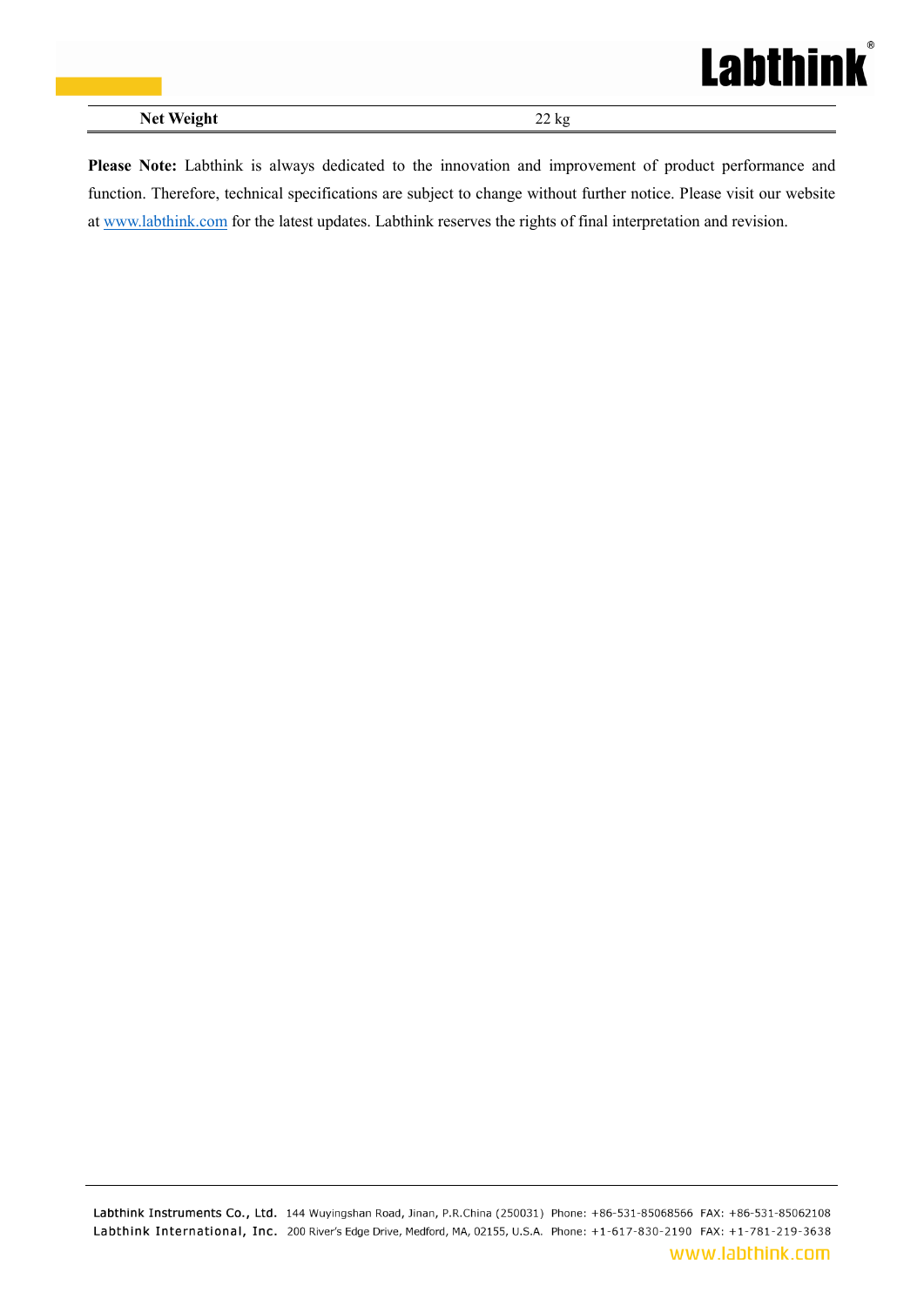| | |
|---|---|
| **Net Weight** | 22 kg |

**Please Note:** Labthink is always dedicated to the innovation and improvement of product performance and function. Therefore, technical specifications are subject to change without further notice. Please visit our website at www.labthink.com for the latest updates. Labthink reserves the rights of final interpretation and revision.